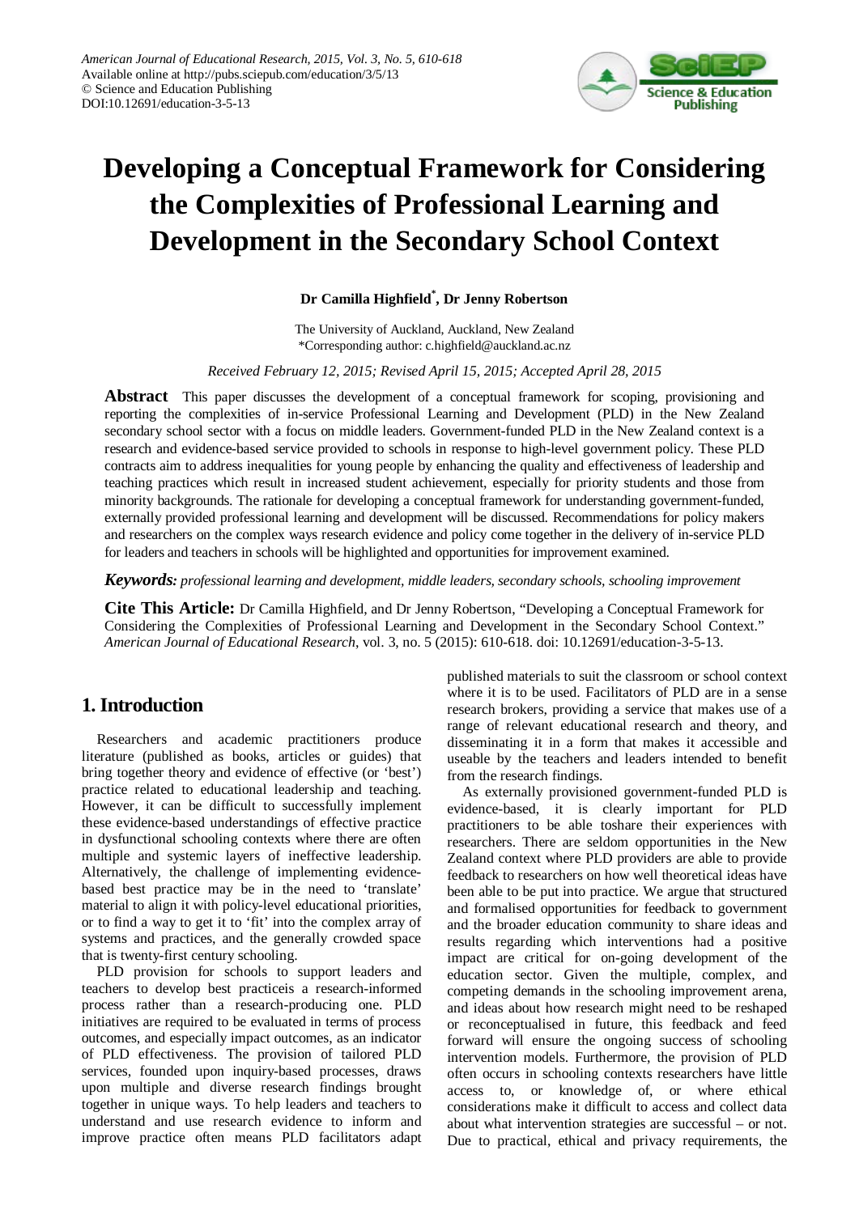# Developing a Conceptual Framework for Considering the Complexities of Professional Learning and Development in the Secondary School Context

**Dr Camilla Highfield*, Dr Jenny Robertson**

The University of Auckland, Auckland, New Zealand
*Corresponding author: c.highfield@auckland.ac.nz

*Received February 12, 2015; Revised April 15, 2015; Accepted April 28, 2015*

**Abstract** This paper discusses the development of a conceptual framework for scoping, provisioning and reporting the complexities of in-service Professional Learning and Development (PLD) in the New Zealand secondary school sector with a focus on middle leaders. Government-funded PLD in the New Zealand context is a research and evidence-based service provided to schools in response to high-level government policy. These PLD contracts aim to address inequalities for young people by enhancing the quality and effectiveness of leadership and teaching practices which result in increased student achievement, especially for priority students and those from minority backgrounds. The rationale for developing a conceptual framework for understanding government-funded, externally provided professional learning and development will be discussed. Recommendations for policy makers and researchers on the complex ways research evidence and policy come together in the delivery of in-service PLD for leaders and teachers in schools will be highlighted and opportunities for improvement examined.

***Keywords:*** *professional learning and development, middle leaders, secondary schools, schooling improvement*

**Cite This Article:** Dr Camilla Highfield, and Dr Jenny Robertson, "Developing a Conceptual Framework for Considering the Complexities of Professional Learning and Development in the Secondary School Context." *American Journal of Educational Research*, vol. 3, no. 5 (2015): 610-618. doi: 10.12691/education-3-5-13.

## 1. Introduction

Researchers and academic practitioners produce literature (published as books, articles or guides) that bring together theory and evidence of effective (or 'best') practice related to educational leadership and teaching. However, it can be difficult to successfully implement these evidence-based understandings of effective practice in dysfunctional schooling contexts where there are often multiple and systemic layers of ineffective leadership. Alternatively, the challenge of implementing evidence-based best practice may be in the need to 'translate' material to align it with policy-level educational priorities, or to find a way to get it to 'fit' into the complex array of systems and practices, and the generally crowded space that is twenty-first century schooling.

PLD provision for schools to support leaders and teachers to develop best practiceis a research-informed process rather than a research-producing one. PLD initiatives are required to be evaluated in terms of process outcomes, and especially impact outcomes, as an indicator of PLD effectiveness. The provision of tailored PLD services, founded upon inquiry-based processes, draws upon multiple and diverse research findings brought together in unique ways. To help leaders and teachers to understand and use research evidence to inform and improve practice often means PLD facilitators adapt published materials to suit the classroom or school context where it is to be used. Facilitators of PLD are in a sense research brokers, providing a service that makes use of a range of relevant educational research and theory, and disseminating it in a form that makes it accessible and useable by the teachers and leaders intended to benefit from the research findings.

As externally provisioned government-funded PLD is evidence-based, it is clearly important for PLD practitioners to be able toshare their experiences with researchers. There are seldom opportunities in the New Zealand context where PLD providers are able to provide feedback to researchers on how well theoretical ideas have been able to be put into practice. We argue that structured and formalised opportunities for feedback to government and the broader education community to share ideas and results regarding which interventions had a positive impact are critical for on-going development of the education sector. Given the multiple, complex, and competing demands in the schooling improvement arena, and ideas about how research might need to be reshaped or reconceptualised in future, this feedback and feed forward will ensure the ongoing success of schooling intervention models. Furthermore, the provision of PLD often occurs in schooling contexts researchers have little access to, or knowledge of, or where ethical considerations make it difficult to access and collect data about what intervention strategies are successful – or not. Due to practical, ethical and privacy requirements, the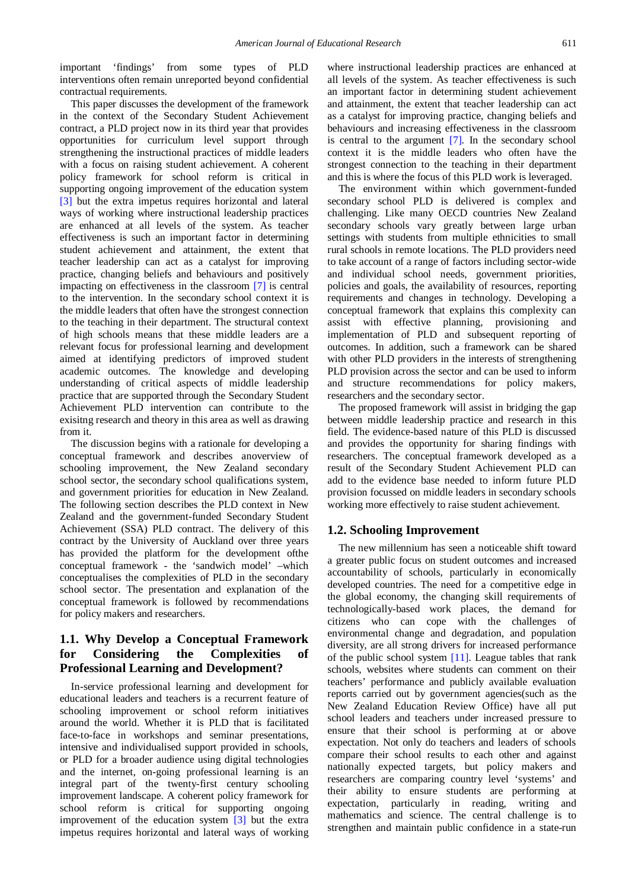important 'findings' from some types of PLD interventions often remain unreported beyond confidential contractual requirements.

This paper discusses the development of the framework in the context of the Secondary Student Achievement contract, a PLD project now in its third year that provides opportunities for curriculum level support through strengthening the instructional practices of middle leaders with a focus on raising student achievement. A coherent policy framework for school reform is critical in supporting ongoing improvement of the education system [3] but the extra impetus requires horizontal and lateral ways of working where instructional leadership practices are enhanced at all levels of the system. As teacher effectiveness is such an important factor in determining student achievement and attainment, the extent that teacher leadership can act as a catalyst for improving practice, changing beliefs and behaviours and positively impacting on effectiveness in the classroom [7] is central to the intervention. In the secondary school context it is the middle leaders that often have the strongest connection to the teaching in their department. The structural context of high schools means that these middle leaders are a relevant focus for professional learning and development aimed at identifying predictors of improved student academic outcomes. The knowledge and developing understanding of critical aspects of middle leadership practice that are supported through the Secondary Student Achievement PLD intervention can contribute to the exisitng research and theory in this area as well as drawing from it.

The discussion begins with a rationale for developing a conceptual framework and describes anoverview of schooling improvement, the New Zealand secondary school sector, the secondary school qualifications system, and government priorities for education in New Zealand. The following section describes the PLD context in New Zealand and the government-funded Secondary Student Achievement (SSA) PLD contract. The delivery of this contract by the University of Auckland over three years has provided the platform for the development ofthe conceptual framework - the 'sandwich model' –which conceptualises the complexities of PLD in the secondary school sector. The presentation and explanation of the conceptual framework is followed by recommendations for policy makers and researchers.

## 1.1. Why Develop a Conceptual Framework for Considering the Complexities of Professional Learning and Development?

In-service professional learning and development for educational leaders and teachers is a recurrent feature of schooling improvement or school reform initiatives around the world. Whether it is PLD that is facilitated face-to-face in workshops and seminar presentations, intensive and individualised support provided in schools, or PLD for a broader audience using digital technologies and the internet, on-going professional learning is an integral part of the twenty-first century schooling improvement landscape. A coherent policy framework for school reform is critical for supporting ongoing improvement of the education system [3] but the extra impetus requires horizontal and lateral ways of working where instructional leadership practices are enhanced at all levels of the system. As teacher effectiveness is such an important factor in determining student achievement and attainment, the extent that teacher leadership can act as a catalyst for improving practice, changing beliefs and behaviours and increasing effectiveness in the classroom is central to the argument [7]. In the secondary school context it is the middle leaders who often have the strongest connection to the teaching in their department and this is where the focus of this PLD work is leveraged.

The environment within which government-funded secondary school PLD is delivered is complex and challenging. Like many OECD countries New Zealand secondary schools vary greatly between large urban settings with students from multiple ethnicities to small rural schools in remote locations. The PLD providers need to take account of a range of factors including sector-wide and individual school needs, government priorities, policies and goals, the availability of resources, reporting requirements and changes in technology. Developing a conceptual framework that explains this complexity can assist with effective planning, provisioning and implementation of PLD and subsequent reporting of outcomes. In addition, such a framework can be shared with other PLD providers in the interests of strengthening PLD provision across the sector and can be used to inform and structure recommendations for policy makers, researchers and the secondary sector.

The proposed framework will assist in bridging the gap between middle leadership practice and research in this field. The evidence-based nature of this PLD is discussed and provides the opportunity for sharing findings with researchers. The conceptual framework developed as a result of the Secondary Student Achievement PLD can add to the evidence base needed to inform future PLD provision focussed on middle leaders in secondary schools working more effectively to raise student achievement.

## 1.2. Schooling Improvement

The new millennium has seen a noticeable shift toward a greater public focus on student outcomes and increased accountability of schools, particularly in economically developed countries. The need for a competitive edge in the global economy, the changing skill requirements of technologically-based work places, the demand for citizens who can cope with the challenges of environmental change and degradation, and population diversity, are all strong drivers for increased performance of the public school system [11]. League tables that rank schools, websites where students can comment on their teachers' performance and publicly available evaluation reports carried out by government agencies(such as the New Zealand Education Review Office) have all put school leaders and teachers under increased pressure to ensure that their school is performing at or above expectation. Not only do teachers and leaders of schools compare their school results to each other and against nationally expected targets, but policy makers and researchers are comparing country level 'systems' and their ability to ensure students are performing at expectation, particularly in reading, writing and mathematics and science. The central challenge is to strengthen and maintain public confidence in a state-run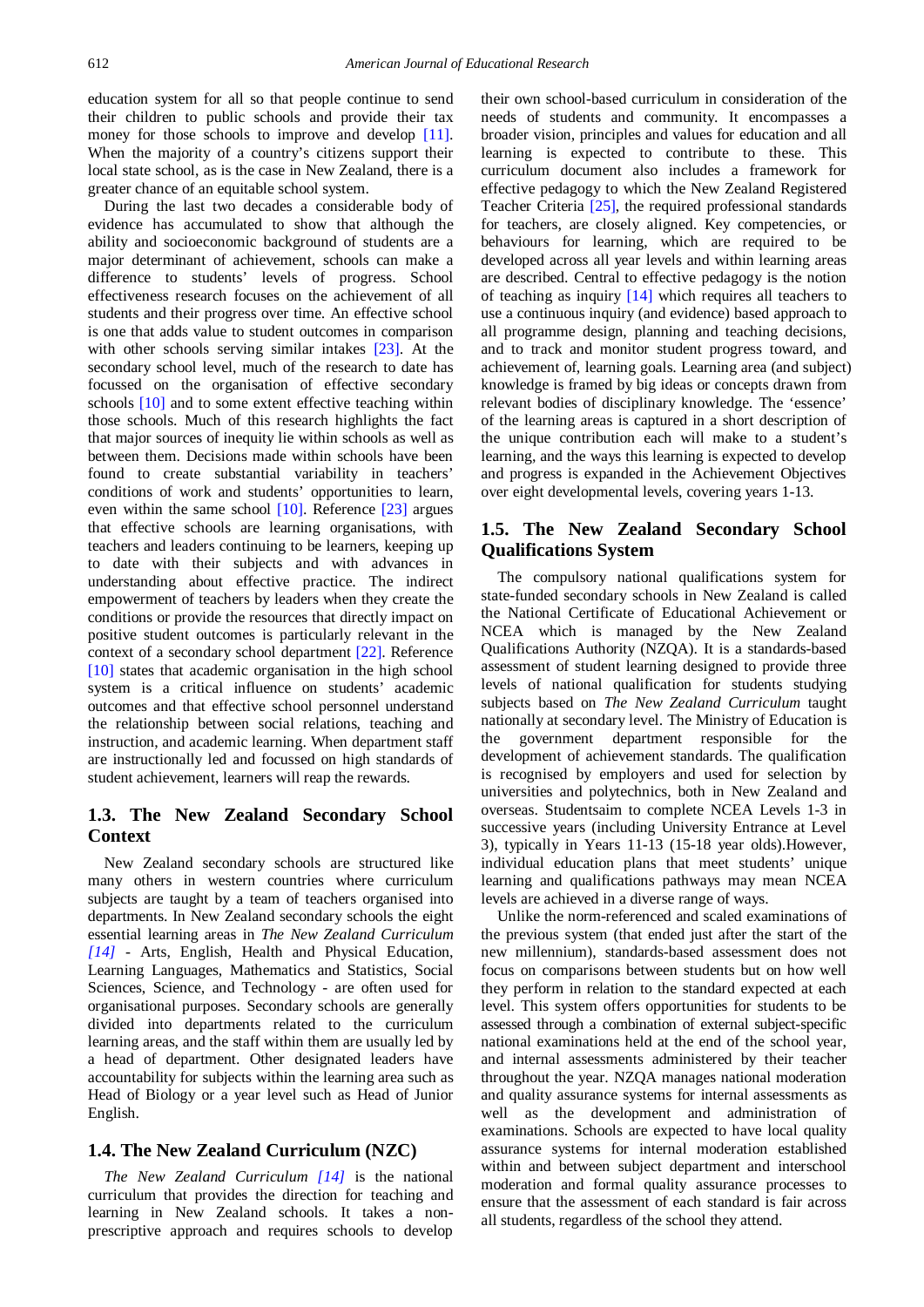education system for all so that people continue to send their children to public schools and provide their tax money for those schools to improve and develop [11]. When the majority of a country's citizens support their local state school, as is the case in New Zealand, there is a greater chance of an equitable school system.

During the last two decades a considerable body of evidence has accumulated to show that although the ability and socioeconomic background of students are a major determinant of achievement, schools can make a difference to students' levels of progress. School effectiveness research focuses on the achievement of all students and their progress over time. An effective school is one that adds value to student outcomes in comparison with other schools serving similar intakes [23]. At the secondary school level, much of the research to date has focussed on the organisation of effective secondary schools [10] and to some extent effective teaching within those schools. Much of this research highlights the fact that major sources of inequity lie within schools as well as between them. Decisions made within schools have been found to create substantial variability in teachers' conditions of work and students' opportunities to learn, even within the same school [10]. Reference [23] argues that effective schools are learning organisations, with teachers and leaders continuing to be learners, keeping up to date with their subjects and with advances in understanding about effective practice. The indirect empowerment of teachers by leaders when they create the conditions or provide the resources that directly impact on positive student outcomes is particularly relevant in the context of a secondary school department [22]. Reference [10] states that academic organisation in the high school system is a critical influence on students' academic outcomes and that effective school personnel understand the relationship between social relations, teaching and instruction, and academic learning. When department staff are instructionally led and focussed on high standards of student achievement, learners will reap the rewards.

## 1.3. The New Zealand Secondary School Context

New Zealand secondary schools are structured like many others in western countries where curriculum subjects are taught by a team of teachers organised into departments. In New Zealand secondary schools the eight essential learning areas in *The New Zealand Curriculum [14]* - Arts, English, Health and Physical Education, Learning Languages, Mathematics and Statistics, Social Sciences, Science, and Technology - are often used for organisational purposes. Secondary schools are generally divided into departments related to the curriculum learning areas, and the staff within them are usually led by a head of department. Other designated leaders have accountability for subjects within the learning area such as Head of Biology or a year level such as Head of Junior English.

## 1.4. The New Zealand Curriculum (NZC)

*The New Zealand Curriculum [14]* is the national curriculum that provides the direction for teaching and learning in New Zealand schools. It takes a non-prescriptive approach and requires schools to develop their own school-based curriculum in consideration of the needs of students and community. It encompasses a broader vision, principles and values for education and all learning is expected to contribute to these. This curriculum document also includes a framework for effective pedagogy to which the New Zealand Registered Teacher Criteria [25], the required professional standards for teachers, are closely aligned. Key competencies, or behaviours for learning, which are required to be developed across all year levels and within learning areas are described. Central to effective pedagogy is the notion of teaching as inquiry [14] which requires all teachers to use a continuous inquiry (and evidence) based approach to all programme design, planning and teaching decisions, and to track and monitor student progress toward, and achievement of, learning goals. Learning area (and subject) knowledge is framed by big ideas or concepts drawn from relevant bodies of disciplinary knowledge. The 'essence' of the learning areas is captured in a short description of the unique contribution each will make to a student's learning, and the ways this learning is expected to develop and progress is expanded in the Achievement Objectives over eight developmental levels, covering years 1-13.

## 1.5. The New Zealand Secondary School Qualifications System

The compulsory national qualifications system for state-funded secondary schools in New Zealand is called the National Certificate of Educational Achievement or NCEA which is managed by the New Zealand Qualifications Authority (NZQA). It is a standards-based assessment of student learning designed to provide three levels of national qualification for students studying subjects based on *The New Zealand Curriculum* taught nationally at secondary level. The Ministry of Education is the government department responsible for the development of achievement standards. The qualification is recognised by employers and used for selection by universities and polytechnics, both in New Zealand and overseas. Studentsaim to complete NCEA Levels 1-3 in successive years (including University Entrance at Level 3), typically in Years 11-13 (15-18 year olds).However, individual education plans that meet students' unique learning and qualifications pathways may mean NCEA levels are achieved in a diverse range of ways.

Unlike the norm-referenced and scaled examinations of the previous system (that ended just after the start of the new millennium), standards-based assessment does not focus on comparisons between students but on how well they perform in relation to the standard expected at each level. This system offers opportunities for students to be assessed through a combination of external subject-specific national examinations held at the end of the school year, and internal assessments administered by their teacher throughout the year. NZQA manages national moderation and quality assurance systems for internal assessments as well as the development and administration of examinations. Schools are expected to have local quality assurance systems for internal moderation established within and between subject department and interschool moderation and formal quality assurance processes to ensure that the assessment of each standard is fair across all students, regardless of the school they attend.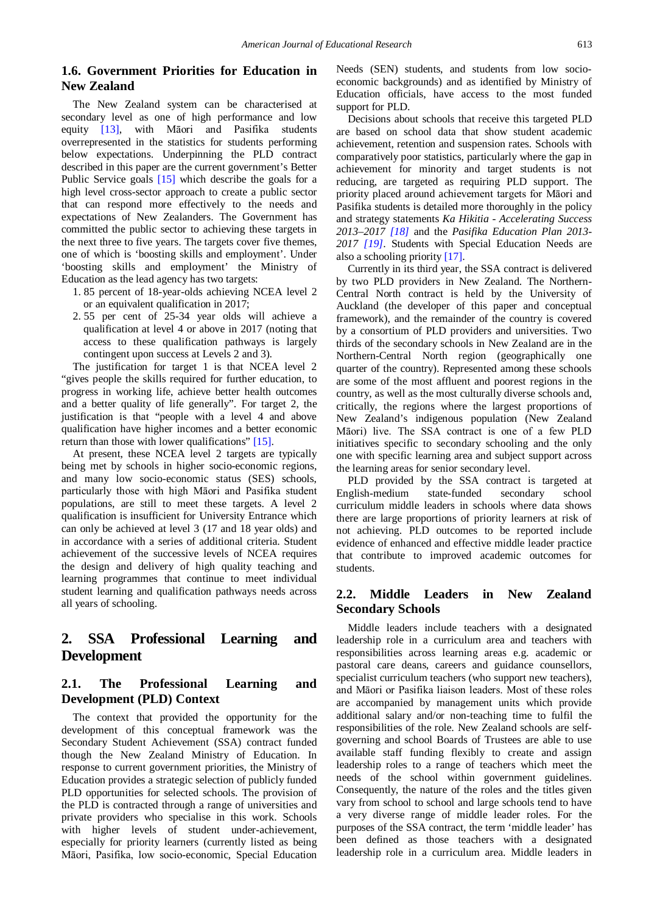### 1.6. Government Priorities for Education in New Zealand

The New Zealand system can be characterised at secondary level as one of high performance and low equity [13], with Māori and Pasifika students overrepresented in the statistics for students performing below expectations. Underpinning the PLD contract described in this paper are the current government's Better Public Service goals [15] which describe the goals for a high level cross-sector approach to create a public sector that can respond more effectively to the needs and expectations of New Zealanders. The Government has committed the public sector to achieving these targets in the next three to five years. The targets cover five themes, one of which is 'boosting skills and employment'. Under 'boosting skills and employment' the Ministry of Education as the lead agency has two targets:

1. 85 percent of 18-year-olds achieving NCEA level 2 or an equivalent qualification in 2017;
2. 55 per cent of 25-34 year olds will achieve a qualification at level 4 or above in 2017 (noting that access to these qualification pathways is largely contingent upon success at Levels 2 and 3).

The justification for target 1 is that NCEA level 2 "gives people the skills required for further education, to progress in working life, achieve better health outcomes and a better quality of life generally". For target 2, the justification is that "people with a level 4 and above qualification have higher incomes and a better economic return than those with lower qualifications" [15].

At present, these NCEA level 2 targets are typically being met by schools in higher socio-economic regions, and many low socio-economic status (SES) schools, particularly those with high Māori and Pasifika student populations, are still to meet these targets. A level 2 qualification is insufficient for University Entrance which can only be achieved at level 3 (17 and 18 year olds) and in accordance with a series of additional criteria. Student achievement of the successive levels of NCEA requires the design and delivery of high quality teaching and learning programmes that continue to meet individual student learning and qualification pathways needs across all years of schooling.

## 2. SSA Professional Learning and Development

### 2.1. The Professional Learning and Development (PLD) Context

The context that provided the opportunity for the development of this conceptual framework was the Secondary Student Achievement (SSA) contract funded though the New Zealand Ministry of Education. In response to current government priorities, the Ministry of Education provides a strategic selection of publicly funded PLD opportunities for selected schools. The provision of the PLD is contracted through a range of universities and private providers who specialise in this work. Schools with higher levels of student under-achievement, especially for priority learners (currently listed as being Māori, Pasifika, low socio-economic, Special Education Needs (SEN) students, and students from low socio-economic backgrounds) and as identified by Ministry of Education officials, have access to the most funded support for PLD.

Decisions about schools that receive this targeted PLD are based on school data that show student academic achievement, retention and suspension rates. Schools with comparatively poor statistics, particularly where the gap in achievement for minority and target students is not reducing, are targeted as requiring PLD support. The priority placed around achievement targets for Māori and Pasifika students is detailed more thoroughly in the policy and strategy statements *Ka Hikitia - Accelerating Success 2013–2017 [18]* and the *Pasifika Education Plan 2013-2017 [19]*. Students with Special Education Needs are also a schooling priority [17].

Currently in its third year, the SSA contract is delivered by two PLD providers in New Zealand. The Northern-Central North contract is held by the University of Auckland (the developer of this paper and conceptual framework), and the remainder of the country is covered by a consortium of PLD providers and universities. Two thirds of the secondary schools in New Zealand are in the Northern-Central North region (geographically one quarter of the country). Represented among these schools are some of the most affluent and poorest regions in the country, as well as the most culturally diverse schools and, critically, the regions where the largest proportions of New Zealand's indigenous population (New Zealand Māori) live. The SSA contract is one of a few PLD initiatives specific to secondary schooling and the only one with specific learning area and subject support across the learning areas for senior secondary level.

PLD provided by the SSA contract is targeted at English-medium state-funded secondary school curriculum middle leaders in schools where data shows there are large proportions of priority learners at risk of not achieving. PLD outcomes to be reported include evidence of enhanced and effective middle leader practice that contribute to improved academic outcomes for students.

### 2.2. Middle Leaders in New Zealand Secondary Schools

Middle leaders include teachers with a designated leadership role in a curriculum area and teachers with responsibilities across learning areas e.g. academic or pastoral care deans, careers and guidance counsellors, specialist curriculum teachers (who support new teachers), and Māori or Pasifika liaison leaders. Most of these roles are accompanied by management units which provide additional salary and/or non-teaching time to fulfil the responsibilities of the role. New Zealand schools are self-governing and school Boards of Trustees are able to use available staff funding flexibly to create and assign leadership roles to a range of teachers which meet the needs of the school within government guidelines. Consequently, the nature of the roles and the titles given vary from school to school and large schools tend to have a very diverse range of middle leader roles. For the purposes of the SSA contract, the term 'middle leader' has been defined as those teachers with a designated leadership role in a curriculum area. Middle leaders in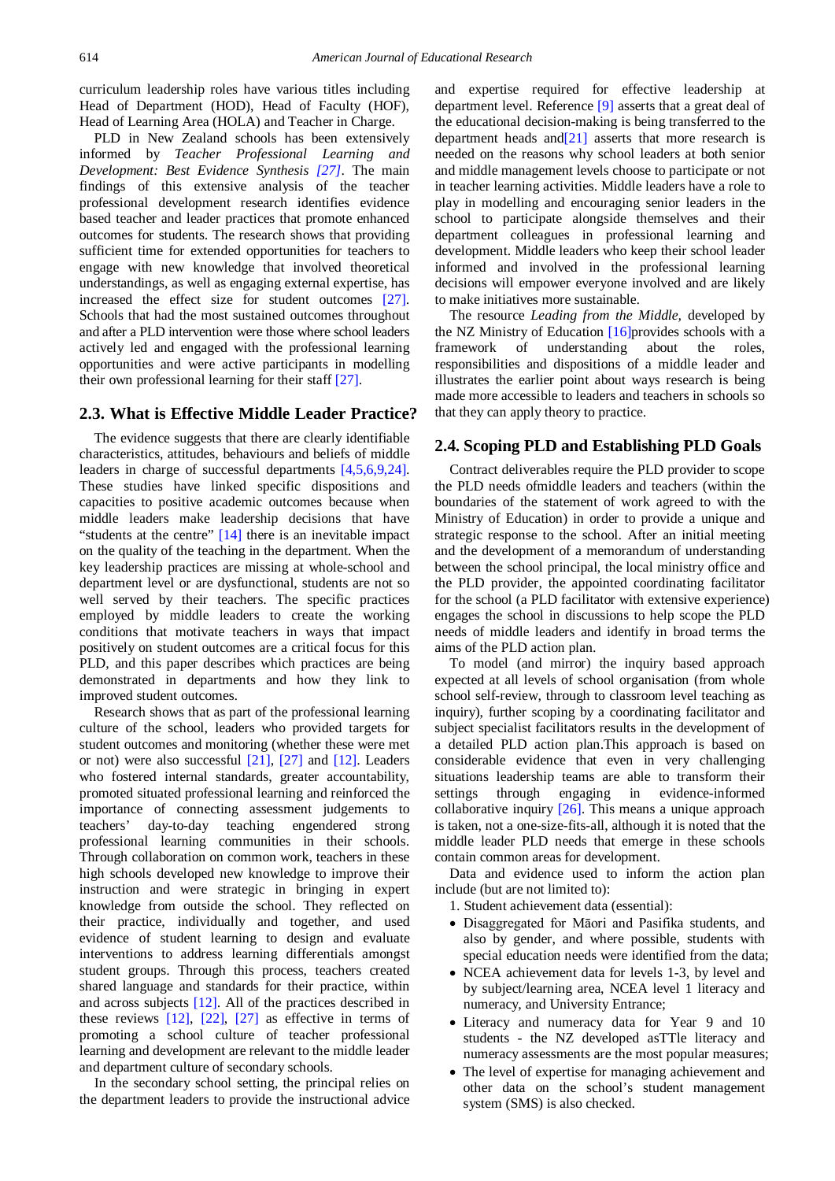curriculum leadership roles have various titles including Head of Department (HOD), Head of Faculty (HOF), Head of Learning Area (HOLA) and Teacher in Charge.

PLD in New Zealand schools has been extensively informed by *Teacher Professional Learning and Development: Best Evidence Synthesis* [27]. The main findings of this extensive analysis of the teacher professional development research identifies evidence based teacher and leader practices that promote enhanced outcomes for students. The research shows that providing sufficient time for extended opportunities for teachers to engage with new knowledge that involved theoretical understandings, as well as engaging external expertise, has increased the effect size for student outcomes [27]. Schools that had the most sustained outcomes throughout and after a PLD intervention were those where school leaders actively led and engaged with the professional learning opportunities and were active participants in modelling their own professional learning for their staff [27].

## 2.3. What is Effective Middle Leader Practice?

The evidence suggests that there are clearly identifiable characteristics, attitudes, behaviours and beliefs of middle leaders in charge of successful departments [4,5,6,9,24]. These studies have linked specific dispositions and capacities to positive academic outcomes because when middle leaders make leadership decisions that have "students at the centre" [14] there is an inevitable impact on the quality of the teaching in the department. When the key leadership practices are missing at whole-school and department level or are dysfunctional, students are not so well served by their teachers. The specific practices employed by middle leaders to create the working conditions that motivate teachers in ways that impact positively on student outcomes are a critical focus for this PLD, and this paper describes which practices are being demonstrated in departments and how they link to improved student outcomes.

Research shows that as part of the professional learning culture of the school, leaders who provided targets for student outcomes and monitoring (whether these were met or not) were also successful [21], [27] and [12]. Leaders who fostered internal standards, greater accountability, promoted situated professional learning and reinforced the importance of connecting assessment judgements to teachers' day-to-day teaching engendered strong professional learning communities in their schools. Through collaboration on common work, teachers in these high schools developed new knowledge to improve their instruction and were strategic in bringing in expert knowledge from outside the school. They reflected on their practice, individually and together, and used evidence of student learning to design and evaluate interventions to address learning differentials amongst student groups. Through this process, teachers created shared language and standards for their practice, within and across subjects [12]. All of the practices described in these reviews [12], [22], [27] as effective in terms of promoting a school culture of teacher professional learning and development are relevant to the middle leader and department culture of secondary schools.

In the secondary school setting, the principal relies on the department leaders to provide the instructional advice and expertise required for effective leadership at department level. Reference [9] asserts that a great deal of the educational decision-making is being transferred to the department heads and[21] asserts that more research is needed on the reasons why school leaders at both senior and middle management levels choose to participate or not in teacher learning activities. Middle leaders have a role to play in modelling and encouraging senior leaders in the school to participate alongside themselves and their department colleagues in professional learning and development. Middle leaders who keep their school leader informed and involved in the professional learning decisions will empower everyone involved and are likely to make initiatives more sustainable.

The resource *Leading from the Middle*, developed by the NZ Ministry of Education [16]provides schools with a framework of understanding about the roles, responsibilities and dispositions of a middle leader and illustrates the earlier point about ways research is being made more accessible to leaders and teachers in schools so that they can apply theory to practice.

## 2.4. Scoping PLD and Establishing PLD Goals

Contract deliverables require the PLD provider to scope the PLD needs ofmiddle leaders and teachers (within the boundaries of the statement of work agreed to with the Ministry of Education) in order to provide a unique and strategic response to the school. After an initial meeting and the development of a memorandum of understanding between the school principal, the local ministry office and the PLD provider, the appointed coordinating facilitator for the school (a PLD facilitator with extensive experience) engages the school in discussions to help scope the PLD needs of middle leaders and identify in broad terms the aims of the PLD action plan.

To model (and mirror) the inquiry based approach expected at all levels of school organisation (from whole school self-review, through to classroom level teaching as inquiry), further scoping by a coordinating facilitator and subject specialist facilitators results in the development of a detailed PLD action plan.This approach is based on considerable evidence that even in very challenging situations leadership teams are able to transform their settings through engaging in evidence-informed collaborative inquiry [26]. This means a unique approach is taken, not a one-size-fits-all, although it is noted that the middle leader PLD needs that emerge in these schools contain common areas for development.

Data and evidence used to inform the action plan include (but are not limited to):

1. Student achievement data (essential):

- Disaggregated for Māori and Pasifika students, and also by gender, and where possible, students with special education needs were identified from the data;
- NCEA achievement data for levels 1-3, by level and by subject/learning area, NCEA level 1 literacy and numeracy, and University Entrance;
- Literacy and numeracy data for Year 9 and 10 students - the NZ developed asTTle literacy and numeracy assessments are the most popular measures;
- The level of expertise for managing achievement and other data on the school's student management system (SMS) is also checked.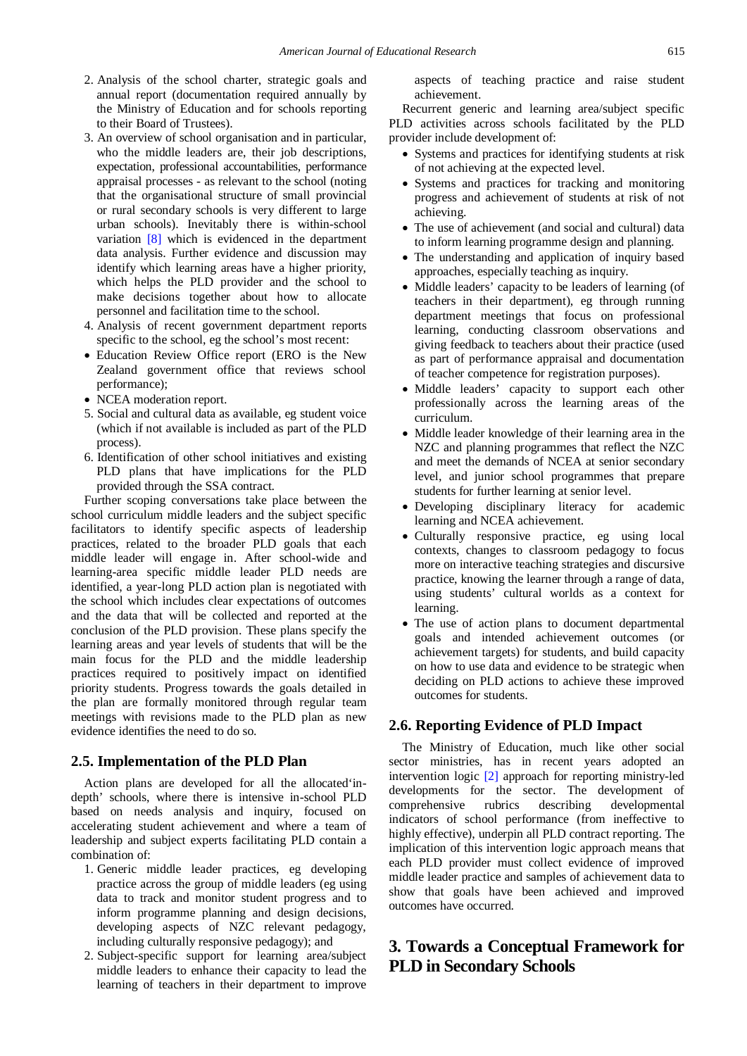2. Analysis of the school charter, strategic goals and annual report (documentation required annually by the Ministry of Education and for schools reporting to their Board of Trustees).
3. An overview of school organisation and in particular, who the middle leaders are, their job descriptions, expectation, professional accountabilities, performance appraisal processes - as relevant to the school (noting that the organisational structure of small provincial or rural secondary schools is very different to large urban schools). Inevitably there is within-school variation [8] which is evidenced in the department data analysis. Further evidence and discussion may identify which learning areas have a higher priority, which helps the PLD provider and the school to make decisions together about how to allocate personnel and facilitation time to the school.
4. Analysis of recent government department reports specific to the school, eg the school's most recent:

- Education Review Office report (ERO is the New Zealand government office that reviews school performance);
- NCEA moderation report.

5. Social and cultural data as available, eg student voice (which if not available is included as part of the PLD process).
6. Identification of other school initiatives and existing PLD plans that have implications for the PLD provided through the SSA contract.

Further scoping conversations take place between the school curriculum middle leaders and the subject specific facilitators to identify specific aspects of leadership practices, related to the broader PLD goals that each middle leader will engage in. After school-wide and learning-area specific middle leader PLD needs are identified, a year-long PLD action plan is negotiated with the school which includes clear expectations of outcomes and the data that will be collected and reported at the conclusion of the PLD provision. These plans specify the learning areas and year levels of students that will be the main focus for the PLD and the middle leadership practices required to positively impact on identified priority students. Progress towards the goals detailed in the plan are formally monitored through regular team meetings with revisions made to the PLD plan as new evidence identifies the need to do so.

## 2.5. Implementation of the PLD Plan

Action plans are developed for all the allocated'in-depth' schools, where there is intensive in-school PLD based on needs analysis and inquiry, focused on accelerating student achievement and where a team of leadership and subject experts facilitating PLD contain a combination of:

1. Generic middle leader practices, eg developing practice across the group of middle leaders (eg using data to track and monitor student progress and to inform programme planning and design decisions, developing aspects of NZC relevant pedagogy, including culturally responsive pedagogy); and
2. Subject-specific support for learning area/subject middle leaders to enhance their capacity to lead the learning of teachers in their department to improve aspects of teaching practice and raise student achievement.

Recurrent generic and learning area/subject specific PLD activities across schools facilitated by the PLD provider include development of:

- Systems and practices for identifying students at risk of not achieving at the expected level.
- Systems and practices for tracking and monitoring progress and achievement of students at risk of not achieving.
- The use of achievement (and social and cultural) data to inform learning programme design and planning.
- The understanding and application of inquiry based approaches, especially teaching as inquiry.
- Middle leaders' capacity to be leaders of learning (of teachers in their department), eg through running department meetings that focus on professional learning, conducting classroom observations and giving feedback to teachers about their practice (used as part of performance appraisal and documentation of teacher competence for registration purposes).
- Middle leaders' capacity to support each other professionally across the learning areas of the curriculum.
- Middle leader knowledge of their learning area in the NZC and planning programmes that reflect the NZC and meet the demands of NCEA at senior secondary level, and junior school programmes that prepare students for further learning at senior level.
- Developing disciplinary literacy for academic learning and NCEA achievement.
- Culturally responsive practice, eg using local contexts, changes to classroom pedagogy to focus more on interactive teaching strategies and discursive practice, knowing the learner through a range of data, using students' cultural worlds as a context for learning.
- The use of action plans to document departmental goals and intended achievement outcomes (or achievement targets) for students, and build capacity on how to use data and evidence to be strategic when deciding on PLD actions to achieve these improved outcomes for students.

## 2.6. Reporting Evidence of PLD Impact

The Ministry of Education, much like other social sector ministries, has in recent years adopted an intervention logic [2] approach for reporting ministry-led developments for the sector. The development of comprehensive rubrics describing developmental indicators of school performance (from ineffective to highly effective), underpin all PLD contract reporting. The implication of this intervention logic approach means that each PLD provider must collect evidence of improved middle leader practice and samples of achievement data to show that goals have been achieved and improved outcomes have occurred.

# 3. Towards a Conceptual Framework for PLD in Secondary Schools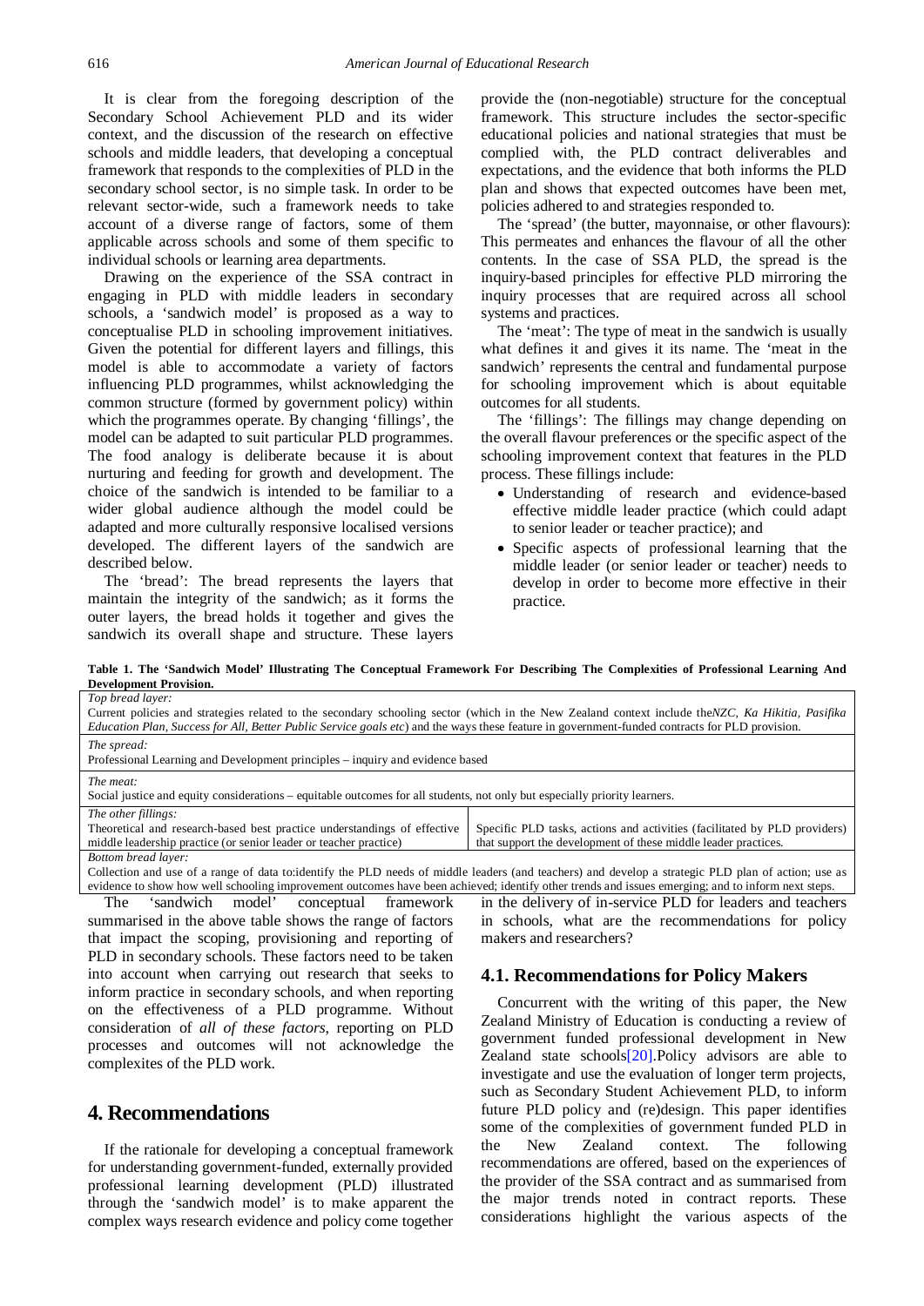It is clear from the foregoing description of the Secondary School Achievement PLD and its wider context, and the discussion of the research on effective schools and middle leaders, that developing a conceptual framework that responds to the complexities of PLD in the secondary school sector, is no simple task. In order to be relevant sector-wide, such a framework needs to take account of a diverse range of factors, some of them applicable across schools and some of them specific to individual schools or learning area departments.

Drawing on the experience of the SSA contract in engaging in PLD with middle leaders in secondary schools, a 'sandwich model' is proposed as a way to conceptualise PLD in schooling improvement initiatives. Given the potential for different layers and fillings, this model is able to accommodate a variety of factors influencing PLD programmes, whilst acknowledging the common structure (formed by government policy) within which the programmes operate. By changing 'fillings', the model can be adapted to suit particular PLD programmes. The food analogy is deliberate because it is about nurturing and feeding for growth and development. The choice of the sandwich is intended to be familiar to a wider global audience although the model could be adapted and more culturally responsive localised versions developed. The different layers of the sandwich are described below.

The 'bread': The bread represents the layers that maintain the integrity of the sandwich; as it forms the outer layers, the bread holds it together and gives the sandwich its overall shape and structure. These layers provide the (non-negotiable) structure for the conceptual framework. This structure includes the sector-specific educational policies and national strategies that must be complied with, the PLD contract deliverables and expectations, and the evidence that both informs the PLD plan and shows that expected outcomes have been met, policies adhered to and strategies responded to.

The 'spread' (the butter, mayonnaise, or other flavours): This permeates and enhances the flavour of all the other contents. In the case of SSA PLD, the spread is the inquiry-based principles for effective PLD mirroring the inquiry processes that are required across all school systems and practices.

The 'meat': The type of meat in the sandwich is usually what defines it and gives it its name. The 'meat in the sandwich' represents the central and fundamental purpose for schooling improvement which is about equitable outcomes for all students.

The 'fillings': The fillings may change depending on the overall flavour preferences or the specific aspect of the schooling improvement context that features in the PLD process. These fillings include:

- Understanding of research and evidence-based effective middle leader practice (which could adapt to senior leader or teacher practice); and
- Specific aspects of professional learning that the middle leader (or senior leader or teacher) needs to develop in order to become more effective in their practice.

**Table 1. The 'Sandwich Model' Illustrating The Conceptual Framework For Describing The Complexities of Professional Learning And Development Provision.**

| | |
|---|---|
| *Top bread layer:*<br>Current policies and strategies related to the secondary schooling sector (which in the New Zealand context include the*NZC, Ka Hikitia, Pasifika Education Plan, Success for All, Better Public Service goals etc*) and the ways these feature in government-funded contracts for PLD provision. | |
| *The spread:*<br>Professional Learning and Development principles – inquiry and evidence based | |
| *The meat:*<br>Social justice and equity considerations – equitable outcomes for all students, not only but especially priority learners. | |
| *The other fillings:*<br>Theoretical and research-based best practice understandings of effective middle leadership practice (or senior leader or teacher practice) | Specific PLD tasks, actions and activities (facilitated by PLD providers) that support the development of these middle leader practices. |
| *Bottom bread layer:*<br>Collection and use of a range of data to:identify the PLD needs of middle leaders (and teachers) and develop a strategic PLD plan of action; use as evidence to show how well schooling improvement outcomes have been achieved; identify other trends and issues emerging; and to inform next steps. | |

The 'sandwich model' conceptual framework summarised in the above table shows the range of factors that impact the scoping, provisioning and reporting of PLD in secondary schools. These factors need to be taken into account when carrying out research that seeks to inform practice in secondary schools, and when reporting on the effectiveness of a PLD programme. Without consideration of *all of these factors*, reporting on PLD processes and outcomes will not acknowledge the complexites of the PLD work.

## 4. Recommendations

If the rationale for developing a conceptual framework for understanding government-funded, externally provided professional learning development (PLD) illustrated through the 'sandwich model' is to make apparent the complex ways research evidence and policy come together in the delivery of in-service PLD for leaders and teachers in schools, what are the recommendations for policy makers and researchers?

### 4.1. Recommendations for Policy Makers

Concurrent with the writing of this paper, the New Zealand Ministry of Education is conducting a review of government funded professional development in New Zealand state schools[20].Policy advisors are able to investigate and use the evaluation of longer term projects, such as Secondary Student Achievement PLD, to inform future PLD policy and (re)design. This paper identifies some of the complexities of government funded PLD in the New Zealand context. The following recommendations are offered, based on the experiences of the provider of the SSA contract and as summarised from the major trends noted in contract reports. These considerations highlight the various aspects of the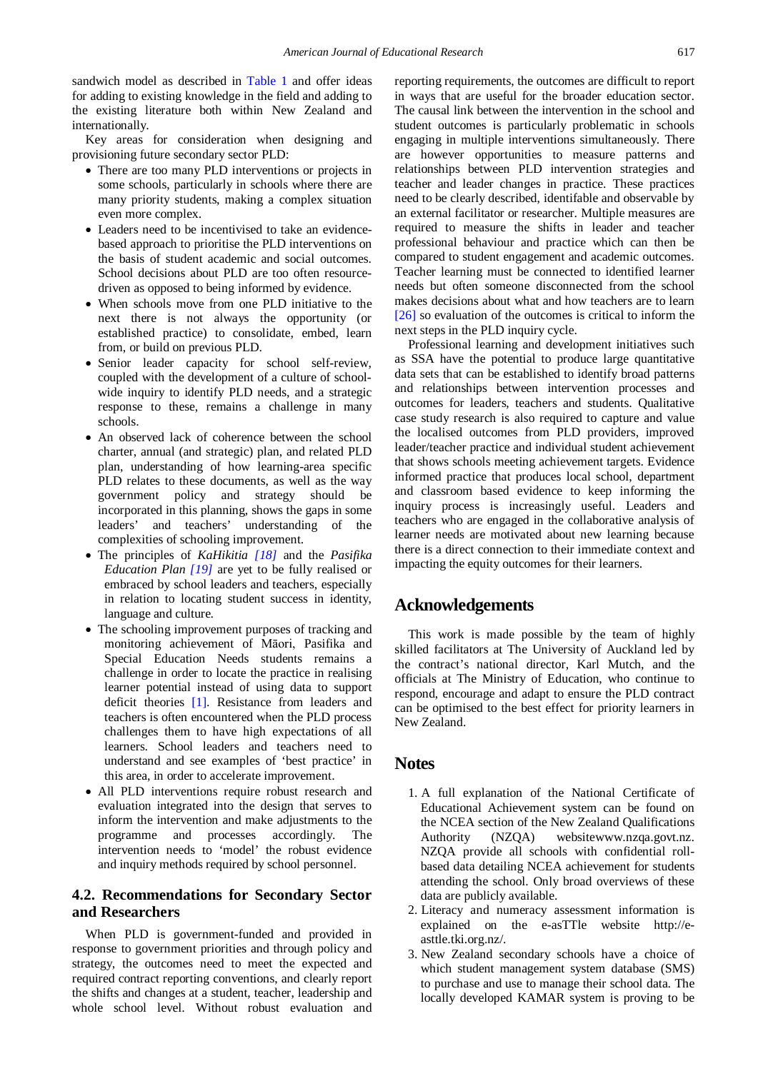sandwich model as described in Table 1 and offer ideas for adding to existing knowledge in the field and adding to the existing literature both within New Zealand and internationally.

Key areas for consideration when designing and provisioning future secondary sector PLD:

- There are too many PLD interventions or projects in some schools, particularly in schools where there are many priority students, making a complex situation even more complex.
- Leaders need to be incentivised to take an evidence-based approach to prioritise the PLD interventions on the basis of student academic and social outcomes. School decisions about PLD are too often resource-driven as opposed to being informed by evidence.
- When schools move from one PLD initiative to the next there is not always the opportunity (or established practice) to consolidate, embed, learn from, or build on previous PLD.
- Senior leader capacity for school self-review, coupled with the development of a culture of school-wide inquiry to identify PLD needs, and a strategic response to these, remains a challenge in many schools.
- An observed lack of coherence between the school charter, annual (and strategic) plan, and related PLD plan, understanding of how learning-area specific PLD relates to these documents, as well as the way government policy and strategy should be incorporated in this planning, shows the gaps in some leaders' and teachers' understanding of the complexities of schooling improvement.
- The principles of *KaHikitia* [18] and the *Pasifika Education Plan* [19] are yet to be fully realised or embraced by school leaders and teachers, especially in relation to locating student success in identity, language and culture.
- The schooling improvement purposes of tracking and monitoring achievement of Māori, Pasifika and Special Education Needs students remains a challenge in order to locate the practice in realising learner potential instead of using data to support deficit theories [1]. Resistance from leaders and teachers is often encountered when the PLD process challenges them to have high expectations of all learners. School leaders and teachers need to understand and see examples of 'best practice' in this area, in order to accelerate improvement.
- All PLD interventions require robust research and evaluation integrated into the design that serves to inform the intervention and make adjustments to the programme and processes accordingly. The intervention needs to 'model' the robust evidence and inquiry methods required by school personnel.

### 4.2. Recommendations for Secondary Sector and Researchers

When PLD is government-funded and provided in response to government priorities and through policy and strategy, the outcomes need to meet the expected and required contract reporting conventions, and clearly report the shifts and changes at a student, teacher, leadership and whole school level. Without robust evaluation and reporting requirements, the outcomes are difficult to report in ways that are useful for the broader education sector. The causal link between the intervention in the school and student outcomes is particularly problematic in schools engaging in multiple interventions simultaneously. There are however opportunities to measure patterns and relationships between PLD intervention strategies and teacher and leader changes in practice. These practices need to be clearly described, identifable and observable by an external facilitator or researcher. Multiple measures are required to measure the shifts in leader and teacher professional behaviour and practice which can then be compared to student engagement and academic outcomes. Teacher learning must be connected to identified learner needs but often someone disconnected from the school makes decisions about what and how teachers are to learn [26] so evaluation of the outcomes is critical to inform the next steps in the PLD inquiry cycle.

Professional learning and development initiatives such as SSA have the potential to produce large quantitative data sets that can be established to identify broad patterns and relationships between intervention processes and outcomes for leaders, teachers and students. Qualitative case study research is also required to capture and value the localised outcomes from PLD providers, improved leader/teacher practice and individual student achievement that shows schools meeting achievement targets. Evidence informed practice that produces local school, department and classroom based evidence to keep informing the inquiry process is increasingly useful. Leaders and teachers who are engaged in the collaborative analysis of learner needs are motivated about new learning because there is a direct connection to their immediate context and impacting the equity outcomes for their learners.

## Acknowledgements

This work is made possible by the team of highly skilled facilitators at The University of Auckland led by the contract's national director, Karl Mutch, and the officials at The Ministry of Education, who continue to respond, encourage and adapt to ensure the PLD contract can be optimised to the best effect for priority learners in New Zealand.

## Notes

1. A full explanation of the National Certificate of Educational Achievement system can be found on the NCEA section of the New Zealand Qualifications Authority (NZQA) websitewww.nzqa.govt.nz. NZQA provide all schools with confidential roll-based data detailing NCEA achievement for students attending the school. Only broad overviews of these data are publicly available.
2. Literacy and numeracy assessment information is explained on the e-asTTle website http://e-asttle.tki.org.nz/.
3. New Zealand secondary schools have a choice of which student management system database (SMS) to purchase and use to manage their school data. The locally developed KAMAR system is proving to be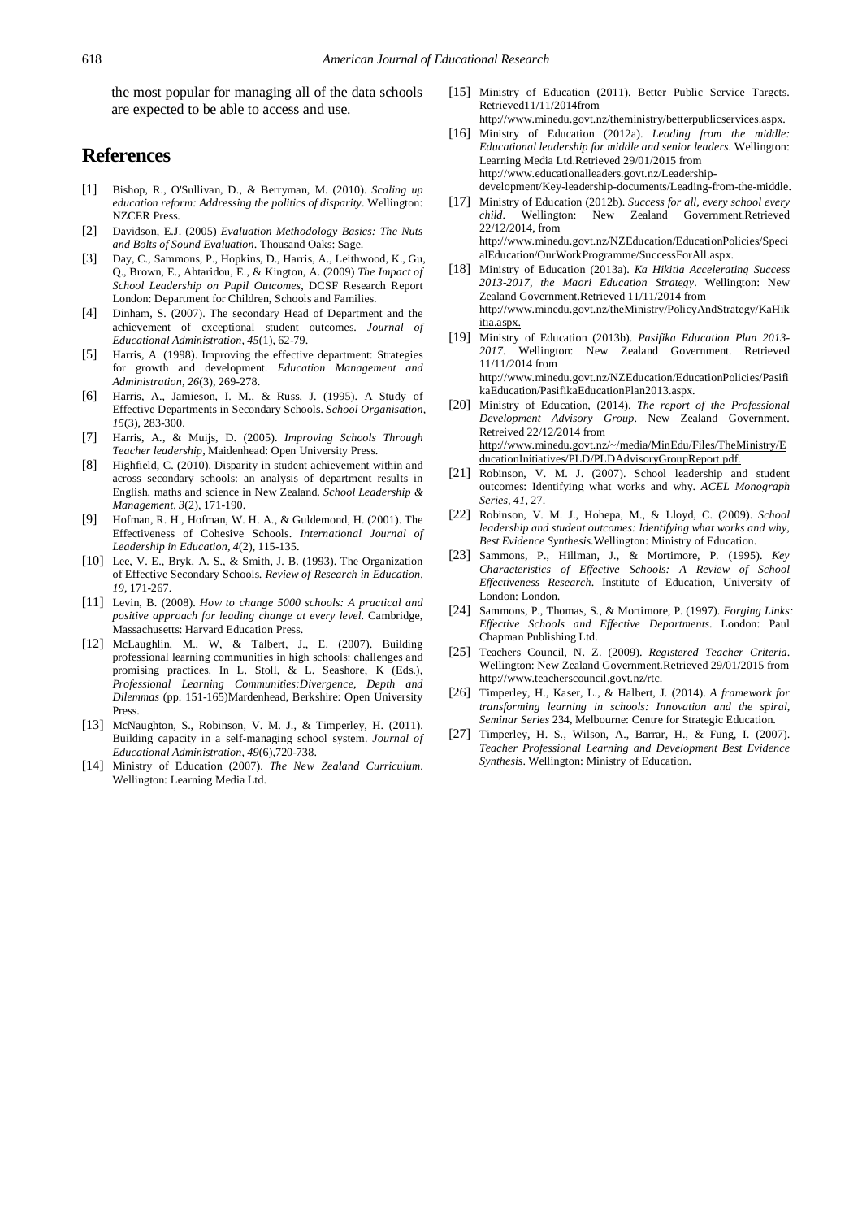the most popular for managing all of the data schools are expected to be able to access and use.

## References

[1] Bishop, R., O'Sullivan, D., & Berryman, M. (2010). *Scaling up education reform: Addressing the politics of disparity*. Wellington: NZCER Press.

[2] Davidson, E.J. (2005) *Evaluation Methodology Basics: The Nuts and Bolts of Sound Evaluation*. Thousand Oaks: Sage.

[3] Day, C., Sammons, P., Hopkins, D., Harris, A., Leithwood, K., Gu, Q., Brown, E., Ahtaridou, E., & Kington, A. (2009) *The Impact of School Leadership on Pupil Outcomes*, DCSF Research Report London: Department for Children, Schools and Families.

[4] Dinham, S. (2007). The secondary Head of Department and the achievement of exceptional student outcomes. *Journal of Educational Administration, 45*(1), 62-79.

[5] Harris, A. (1998). Improving the effective department: Strategies for growth and development. *Education Management and Administration, 26*(3), 269-278.

[6] Harris, A., Jamieson, I. M., & Russ, J. (1995). A Study of Effective Departments in Secondary Schools. *School Organisation, 15*(3), 283-300.

[7] Harris, A., & Muijs, D. (2005). *Improving Schools Through Teacher leadership*, Maidenhead: Open University Press.

[8] Highfield, C. (2010). Disparity in student achievement within and across secondary schools: an analysis of department results in English, maths and science in New Zealand. *School Leadership & Management, 3*(2), 171-190.

[9] Hofman, R. H., Hofman, W. H. A., & Guldemond, H. (2001). The Effectiveness of Cohesive Schools. *International Journal of Leadership in Education, 4*(2), 115-135.

[10] Lee, V. E., Bryk, A. S., & Smith, J. B. (1993). The Organization of Effective Secondary Schools. *Review of Research in Education, 19*, 171-267.

[11] Levin, B. (2008). *How to change 5000 schools: A practical and positive approach for leading change at every level*. Cambridge, Massachusetts: Harvard Education Press.

[12] McLaughlin, M., W, & Talbert, J., E. (2007). Building professional learning communities in high schools: challenges and promising practices. In L. Stoll, & L. Seashore, K (Eds.), *Professional Learning Communities:Divergence, Depth and Dilemmas* (pp. 151-165)Mardenhead, Berkshire: Open University Press.

[13] McNaughton, S., Robinson, V. M. J., & Timperley, H. (2011). Building capacity in a self-managing school system. *Journal of Educational Administration, 49*(6),720-738.

[14] Ministry of Education (2007). *The New Zealand Curriculum*. Wellington: Learning Media Ltd.

[15] Ministry of Education (2011). Better Public Service Targets. Retrieved11/11/2014from http://www.minedu.govt.nz/theministry/betterpublicservices.aspx.

[16] Ministry of Education (2012a). *Leading from the middle: Educational leadership for middle and senior leaders*. Wellington: Learning Media Ltd.Retrieved 29/01/2015 from http://www.educationalleaders.govt.nz/Leadership-development/Key-leadership-documents/Leading-from-the-middle.

[17] Ministry of Education (2012b). *Success for all, every school every child*. Wellington: New Zealand Government.Retrieved 22/12/2014, from http://www.minedu.govt.nz/NZEducation/EducationPolicies/SpecialEducation/OurWorkProgramme/SuccessForAll.aspx.

[18] Ministry of Education (2013a). *Ka Hikitia Accelerating Success 2013-2017, the Maori Education Strategy*. Wellington: New Zealand Government.Retrieved 11/11/2014 from http://www.minedu.govt.nz/theMinistry/PolicyAndStrategy/KaHikitia.aspx.

[19] Ministry of Education (2013b). *Pasifika Education Plan 2013-2017*. Wellington: New Zealand Government. Retrieved 11/11/2014 from http://www.minedu.govt.nz/NZEducation/EducationPolicies/PasifikaEducation/PasifikaEducationPlan2013.aspx.

[20] Ministry of Education, (2014). *The report of the Professional Development Advisory Group*. New Zealand Government. Retreived 22/12/2014 from http://www.minedu.govt.nz/~/media/MinEdu/Files/TheMinistry/EducationInitiatives/PLD/PLDAdvisoryGroupReport.pdf.

[21] Robinson, V. M. J. (2007). School leadership and student outcomes: Identifying what works and why. *ACEL Monograph Series, 41*, 27.

[22] Robinson, V. M. J., Hohepa, M., & Lloyd, C. (2009). *School leadership and student outcomes: Identifying what works and why, Best Evidence Synthesis*.Wellington: Ministry of Education.

[23] Sammons, P., Hillman, J., & Mortimore, P. (1995). *Key Characteristics of Effective Schools: A Review of School Effectiveness Research*. Institute of Education, University of London: London.

[24] Sammons, P., Thomas, S., & Mortimore, P. (1997). *Forging Links: Effective Schools and Effective Departments*. London: Paul Chapman Publishing Ltd.

[25] Teachers Council, N. Z. (2009). *Registered Teacher Criteria*. Wellington: New Zealand Government.Retrieved 29/01/2015 from http://www.teacherscouncil.govt.nz/rtc.

[26] Timperley, H., Kaser, L., & Halbert, J. (2014). *A framework for transforming learning in schools: Innovation and the spiral, Seminar Series* 234, Melbourne: Centre for Strategic Education.

[27] Timperley, H. S., Wilson, A., Barrar, H., & Fung, I. (2007). *Teacher Professional Learning and Development Best Evidence Synthesis*. Wellington: Ministry of Education.